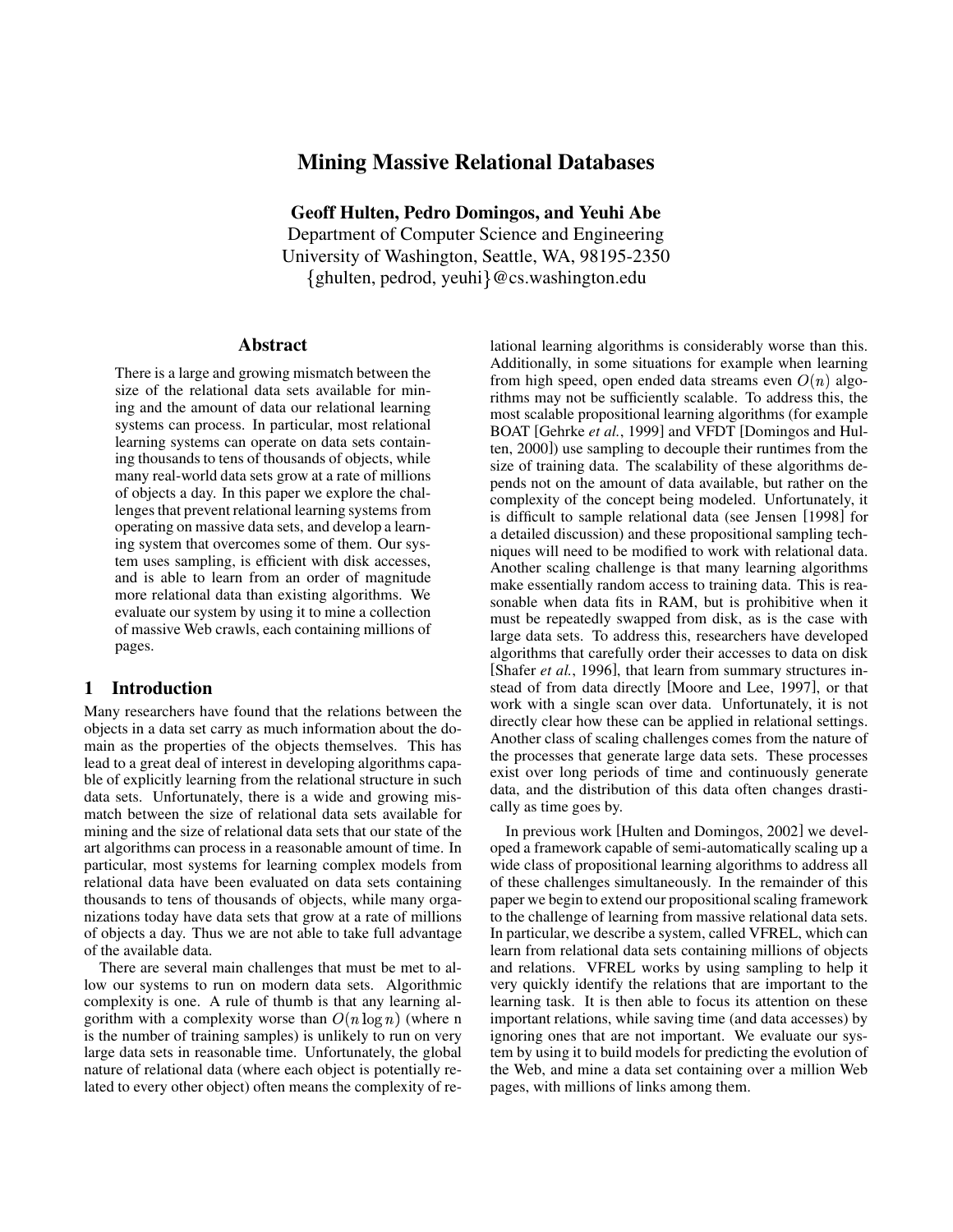# Mining Massive Relational Databases

**Geoff Hulten, Pedro Domingos, and Yeuhi Abe**
Department of Computer Science and Engineering
University of Washington, Seattle, WA, 98195-2350
{ghulten, pedrod, yeuhi}@cs.washington.edu

## Abstract

There is a large and growing mismatch between the size of the relational data sets available for mining and the amount of data our relational learning systems can process. In particular, most relational learning systems can operate on data sets containing thousands to tens of thousands of objects, while many real-world data sets grow at a rate of millions of objects a day. In this paper we explore the challenges that prevent relational learning systems from operating on massive data sets, and develop a learning system that overcomes some of them. Our system uses sampling, is efficient with disk accesses, and is able to learn from an order of magnitude more relational data than existing algorithms. We evaluate our system by using it to mine a collection of massive Web crawls, each containing millions of pages.

## 1 Introduction

Many researchers have found that the relations between the objects in a data set carry as much information about the domain as the properties of the objects themselves. This has lead to a great deal of interest in developing algorithms capable of explicitly learning from the relational structure in such data sets. Unfortunately, there is a wide and growing mismatch between the size of relational data sets available for mining and the size of relational data sets that our state of the art algorithms can process in a reasonable amount of time. In particular, most systems for learning complex models from relational data have been evaluated on data sets containing thousands to tens of thousands of objects, while many organizations today have data sets that grow at a rate of millions of objects a day. Thus we are not able to take full advantage of the available data.

There are several main challenges that must be met to allow our systems to run on modern data sets. Algorithmic complexity is one. A rule of thumb is that any learning algorithm with a complexity worse than $O(n \log n)$ (where n is the number of training samples) is unlikely to run on very large data sets in reasonable time. Unfortunately, the global nature of relational data (where each object is potentially related to every other object) often means the complexity of relational learning algorithms is considerably worse than this. Additionally, in some situations for example when learning from high speed, open ended data streams even $O(n)$ algorithms may not be sufficiently scalable. To address this, the most scalable propositional learning algorithms (for example BOAT [Gehrke *et al.*, 1999] and VFDT [Domingos and Hulten, 2000]) use sampling to decouple their runtimes from the size of training data. The scalability of these algorithms depends not on the amount of data available, but rather on the complexity of the concept being modeled. Unfortunately, it is difficult to sample relational data (see Jensen [1998] for a detailed discussion) and these propositional sampling techniques will need to be modified to work with relational data. Another scaling challenge is that many learning algorithms make essentially random access to training data. This is reasonable when data fits in RAM, but is prohibitive when it must be repeatedly swapped from disk, as is the case with large data sets. To address this, researchers have developed algorithms that carefully order their accesses to data on disk [Shafer *et al.*, 1996], that learn from summary structures instead of from data directly [Moore and Lee, 1997], or that work with a single scan over data. Unfortunately, it is not directly clear how these can be applied in relational settings. Another class of scaling challenges comes from the nature of the processes that generate large data sets. These processes exist over long periods of time and continuously generate data, and the distribution of this data often changes drastically as time goes by.

In previous work [Hulten and Domingos, 2002] we developed a framework capable of semi-automatically scaling up a wide class of propositional learning algorithms to address all of these challenges simultaneously. In the remainder of this paper we begin to extend our propositional scaling framework to the challenge of learning from massive relational data sets. In particular, we describe a system, called VFREL, which can learn from relational data sets containing millions of objects and relations. VFREL works by using sampling to help it very quickly identify the relations that are important to the learning task. It is then able to focus its attention on these important relations, while saving time (and data accesses) by ignoring ones that are not important. We evaluate our system by using it to build models for predicting the evolution of the Web, and mine a data set containing over a million Web pages, with millions of links among them.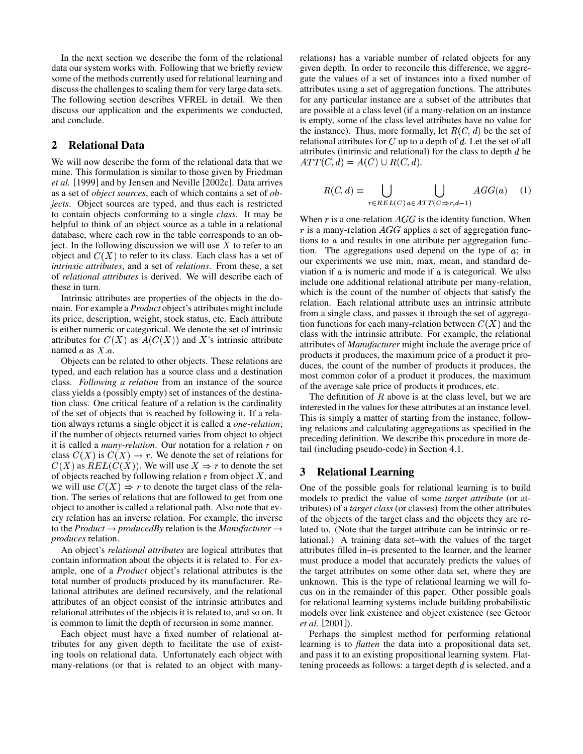In the next section we describe the form of the relational data our system works with. Following that we briefly review some of the methods currently used for relational learning and discuss the challenges to scaling them for very large data sets. The following section describes VFREL in detail. We then discuss our application and the experiments we conducted, and conclude.

## 2 Relational Data

We will now describe the form of the relational data that we mine. This formulation is similar to those given by Friedman *et al.* [1999] and by Jensen and Neville [2002c]. Data arrives as a set of *object sources*, each of which contains a set of *objects*. Object sources are typed, and thus each is restricted to contain objects conforming to a single *class*. It may be helpful to think of an object source as a table in a relational database, where each row in the table corresponds to an object. In the following discussion we will use $X$ to refer to an object and $C(X)$ to refer to its class. Each class has a set of *intrinsic attributes*, and a set of *relations*. From these, a set of *relational attributes* is derived. We will describe each of these in turn.

Intrinsic attributes are properties of the objects in the domain. For example a *Product* object's attributes might include its price, description, weight, stock status, etc. Each attribute is either numeric or categorical. We denote the set of intrinsic attributes for $C(X)$ as $A(C(X))$ and $X$'s intrinsic attribute named $a$ as $X.a$.

Objects can be related to other objects. These relations are typed, and each relation has a source class and a destination class. *Following a relation* from an instance of the source class yields a (possibly empty) set of instances of the destination class. One critical feature of a relation is the cardinality of the set of objects that is reached by following it. If a relation always returns a single object it is called a *one-relation*; if the number of objects returned varies from object to object it is called a *many-relation*. Our notation for a relation $r$ on class $C(X)$ is $C(X) \rightarrow r$. We denote the set of relations for $C(X)$ as $REL(C(X))$. We will use $X \Rightarrow r$ to denote the set of objects reached by following relation $r$ from object $X$, and we will use $C(X) \Rightarrow r$ to denote the target class of the relation. The series of relations that are followed to get from one object to another is called a relational path. Also note that every relation has an inverse relation. For example, the inverse to the *Product* $\rightarrow$ *producedBy* relation is the *Manufacturer* $\rightarrow$ *produces* relation.

An object's *relational attributes* are logical attributes that contain information about the objects it is related to. For example, one of a *Product* object's relational attributes is the total number of products produced by its manufacturer. Relational attributes are defined recursively, and the relational attributes of an object consist of the intrinsic attributes and relational attributes of the objects it is related to, and so on. It is common to limit the depth of recursion in some manner.

Each object must have a fixed number of relational attributes for any given depth to facilitate the use of existing tools on relational data. Unfortunately each object with many-relations (or that is related to an object with many-relations) has a variable number of related objects for any given depth. In order to reconcile this difference, we aggregate the values of a set of instances into a fixed number of attributes using a set of aggregation functions. The attributes for any particular instance are a subset of the attributes that are possible at a class level (if a many-relation on an instance is empty, some of the class level attributes have no value for the instance). Thus, more formally, let $R(C, d)$ be the set of relational attributes for $C$ up to a depth of $d$. Let the set of all attributes (intrinsic and relational) for the class to depth $d$ be $ATT(C, d) = A(C) \cup R(C, d)$.

$$R(C, d) = \bigcup_{r \in REL(C)} \bigcup_{a \in ATT(C \Rightarrow r, d-1)} AGG(a) \quad (1)$$

When $r$ is a one-relation $AGG$ is the identity function. When $r$ is a many-relation $AGG$ applies a set of aggregation functions to $a$ and results in one attribute per aggregation function. The aggregations used depend on the type of $a$; in our experiments we use min, max, mean, and standard deviation if $a$ is numeric and mode if $a$ is categorical. We also include one additional relational attribute per many-relation, which is the count of the number of objects that satisfy the relation. Each relational attribute uses an intrinsic attribute from a single class, and passes it through the set of aggregation functions for each many-relation between $C(X)$ and the class with the intrinsic attribute. For example, the relational attributes of *Manufacturer* might include the average price of products it produces, the maximum price of a product it produces, the count of the number of products it produces, the most common color of a product it produces, the maximum of the average sale price of products it produces, etc.

The definition of $R$ above is at the class level, but we are interested in the values for these attributes at an instance level. This is simply a matter of starting from the instance, following relations and calculating aggregations as specified in the preceding definition. We describe this procedure in more detail (including pseudo-code) in Section 4.1.

## 3 Relational Learning

One of the possible goals for relational learning is to build models to predict the value of some *target attribute* (or attributes) of a *target class* (or classes) from the other attributes of the objects of the target class and the objects they are related to. (Note that the target attribute can be intrinsic or relational.) A training data set–with the values of the target attributes filled in–is presented to the learner, and the learner must produce a model that accurately predicts the values of the target attributes on some other data set, where they are unknown. This is the type of relational learning we will focus on in the remainder of this paper. Other possible goals for relational learning systems include building probabilistic models over link existence and object existence (see Getoor *et al.* [2001]).

Perhaps the simplest method for performing relational learning is to *flatten* the data into a propositional data set, and pass it to an existing propositional learning system. Flattening proceeds as follows: a target depth $d$ is selected, and a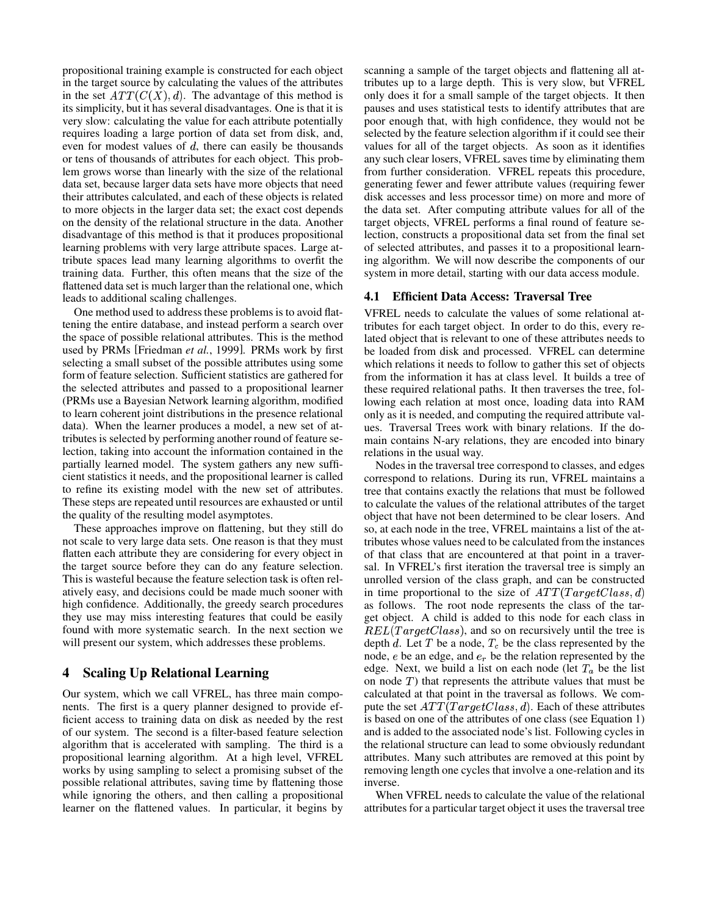propositional training example is constructed for each object in the target source by calculating the values of the attributes in the set $ATT(C(X), d)$. The advantage of this method is its simplicity, but it has several disadvantages. One is that it is very slow: calculating the value for each attribute potentially requires loading a large portion of data set from disk, and, even for modest values of $d$, there can easily be thousands or tens of thousands of attributes for each object. This problem grows worse than linearly with the size of the relational data set, because larger data sets have more objects that need their attributes calculated, and each of these objects is related to more objects in the larger data set; the exact cost depends on the density of the relational structure in the data. Another disadvantage of this method is that it produces propositional learning problems with very large attribute spaces. Large attribute spaces lead many learning algorithms to overfit the training data. Further, this often means that the size of the flattened data set is much larger than the relational one, which leads to additional scaling challenges.

One method used to address these problems is to avoid flattening the entire database, and instead perform a search over the space of possible relational attributes. This is the method used by PRMs [Friedman *et al.*, 1999]. PRMs work by first selecting a small subset of the possible attributes using some form of feature selection. Sufficient statistics are gathered for the selected attributes and passed to a propositional learner (PRMs use a Bayesian Network learning algorithm, modified to learn coherent joint distributions in the presence relational data). When the learner produces a model, a new set of attributes is selected by performing another round of feature selection, taking into account the information contained in the partially learned model. The system gathers any new sufficient statistics it needs, and the propositional learner is called to refine its existing model with the new set of attributes. These steps are repeated until resources are exhausted or until the quality of the resulting model asymptotes.

These approaches improve on flattening, but they still do not scale to very large data sets. One reason is that they must flatten each attribute they are considering for every object in the target source before they can do any feature selection. This is wasteful because the feature selection task is often relatively easy, and decisions could be made much sooner with high confidence. Additionally, the greedy search procedures they use may miss interesting features that could be easily found with more systematic search. In the next section we will present our system, which addresses these problems.

## 4 Scaling Up Relational Learning

Our system, which we call VFREL, has three main components. The first is a query planner designed to provide efficient access to training data on disk as needed by the rest of our system. The second is a filter-based feature selection algorithm that is accelerated with sampling. The third is a propositional learning algorithm. At a high level, VFREL works by using sampling to select a promising subset of the possible relational attributes, saving time by flattening those while ignoring the others, and then calling a propositional learner on the flattened values. In particular, it begins by scanning a sample of the target objects and flattening all attributes up to a large depth. This is very slow, but VFREL only does it for a small sample of the target objects. It then pauses and uses statistical tests to identify attributes that are poor enough that, with high confidence, they would not be selected by the feature selection algorithm if it could see their values for all of the target objects. As soon as it identifies any such clear losers, VFREL saves time by eliminating them from further consideration. VFREL repeats this procedure, generating fewer and fewer attribute values (requiring fewer disk accesses and less processor time) on more and more of the data set. After computing attribute values for all of the target objects, VFREL performs a final round of feature selection, constructs a propositional data set from the final set of selected attributes, and passes it to a propositional learning algorithm. We will now describe the components of our system in more detail, starting with our data access module.

### 4.1 Efficient Data Access: Traversal Tree

VFREL needs to calculate the values of some relational attributes for each target object. In order to do this, every related object that is relevant to one of these attributes needs to be loaded from disk and processed. VFREL can determine which relations it needs to follow to gather this set of objects from the information it has at class level. It builds a tree of these required relational paths. It then traverses the tree, following each relation at most once, loading data into RAM only as it is needed, and computing the required attribute values. Traversal Trees work with binary relations. If the domain contains N-ary relations, they are encoded into binary relations in the usual way.

Nodes in the traversal tree correspond to classes, and edges correspond to relations. During its run, VFREL maintains a tree that contains exactly the relations that must be followed to calculate the values of the relational attributes of the target object that have not been determined to be clear losers. And so, at each node in the tree, VFREL maintains a list of the attributes whose values need to be calculated from the instances of that class that are encountered at that point in a traversal. In VFREL's first iteration the traversal tree is simply an unrolled version of the class graph, and can be constructed in time proportional to the size of $ATT(TargetClass, d)$ as follows. The root node represents the class of the target object. A child is added to this node for each class in $REL(TargetClass)$, and so on recursively until the tree is depth $d$. Let $T$ be a node, $T_c$ be the class represented by the node, $e$ be an edge, and $e_r$ be the relation represented by the edge. Next, we build a list on each node (let $T_a$ be the list on node $T$) that represents the attribute values that must be calculated at that point in the traversal as follows. We compute the set $ATT(TargetClass, d)$. Each of these attributes is based on one of the attributes of one class (see Equation 1) and is added to the associated node's list. Following cycles in the relational structure can lead to some obviously redundant attributes. Many such attributes are removed at this point by removing length one cycles that involve a one-relation and its inverse.

When VFREL needs to calculate the value of the relational attributes for a particular target object it uses the traversal tree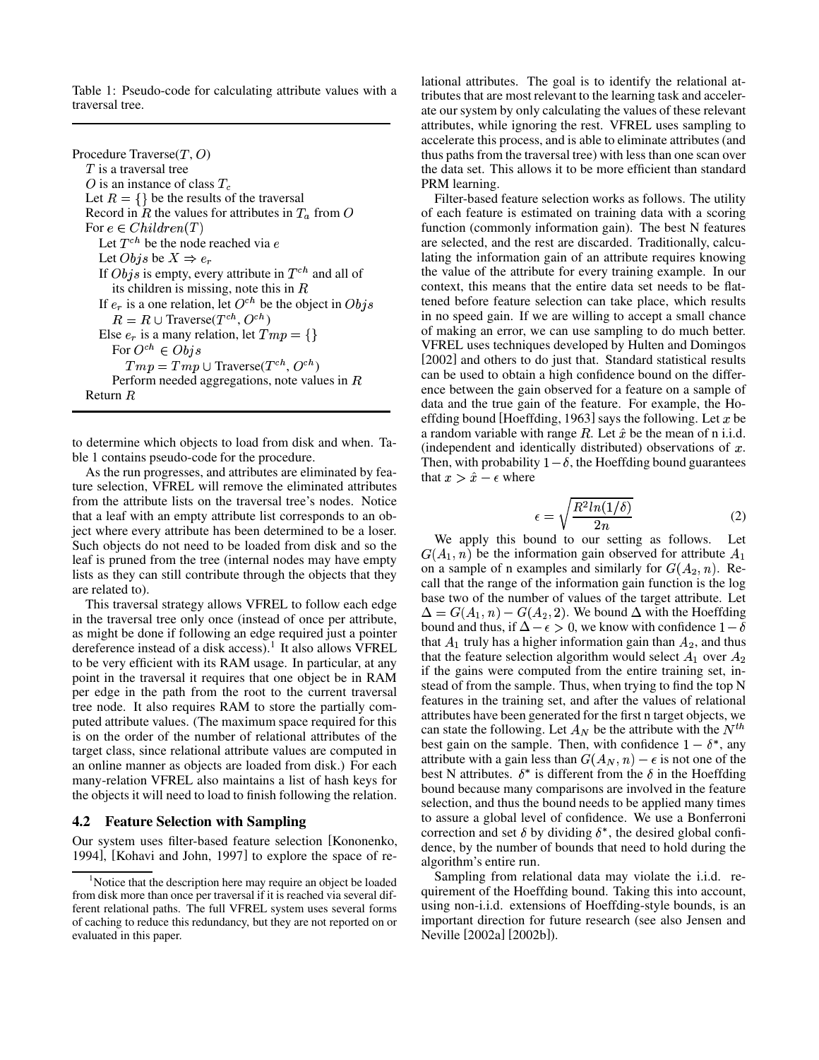Table 1: Pseudo-code for calculating attribute values with a traversal tree.

```
Procedure Traverse(T, O)
  T is a traversal tree
  O is an instance of class T_c
  Let R = {} be the results of the traversal
  Record in R the values for attributes in T_a from O
  For e ∈ Children(T)
    Let T^ch be the node reached via e
    Let Objs be X ⇒ e_r
    If Objs is empty, every attribute in T^ch and all of
       its children is missing, note this in R
    If e_r is a one relation, let O^ch be the object in Objs
       R = R ∪ Traverse(T^ch, O^ch)
    Else e_r is a many relation, let Tmp = {}
       For O^ch ∈ Objs
          Tmp = Tmp ∪ Traverse(T^ch, O^ch)
       Perform needed aggregations, note values in R
  Return R
```

to determine which objects to load from disk and when. Table 1 contains pseudo-code for the procedure.

As the run progresses, and attributes are eliminated by feature selection, VFREL will remove the eliminated attributes from the attribute lists on the traversal tree's nodes. Notice that a leaf with an empty attribute list corresponds to an object where every attribute has been determined to be a loser. Such objects do not need to be loaded from disk and so the leaf is pruned from the tree (internal nodes may have empty lists as they can still contribute through the objects that they are related to).

This traversal strategy allows VFREL to follow each edge in the traversal tree only once (instead of once per attribute, as might be done if following an edge required just a pointer dereference instead of a disk access).[1] It also allows VFREL to be very efficient with its RAM usage. In particular, at any point in the traversal it requires that one object be in RAM per edge in the path from the root to the current traversal tree node. It also requires RAM to store the partially computed attribute values. (The maximum space required for this is on the order of the number of relational attributes of the target class, since relational attribute values are computed in an online manner as objects are loaded from disk.) For each many-relation VFREL also maintains a list of hash keys for the objects it will need to load to finish following the relation.

### 4.2 Feature Selection with Sampling

Our system uses filter-based feature selection [Kononenko, 1994], [Kohavi and John, 1997] to explore the space of relational attributes. The goal is to identify the relational attributes that are most relevant to the learning task and accelerate our system by only calculating the values of these relevant attributes, while ignoring the rest. VFREL uses sampling to accelerate this process, and is able to eliminate attributes (and thus paths from the traversal tree) with less than one scan over the data set. This allows it to be more efficient than standard PRM learning.

Filter-based feature selection works as follows. The utility of each feature is estimated on training data with a scoring function (commonly information gain). The best N features are selected, and the rest are discarded. Traditionally, calculating the information gain of an attribute requires knowing the value of the attribute for every training example. In our context, this means that the entire data set needs to be flattened before feature selection can take place, which results in no speed gain. If we are willing to accept a small chance of making an error, we can use sampling to do much better. VFREL uses techniques developed by Hulten and Domingos [2002] and others to do just that. Standard statistical results can be used to obtain a high confidence bound on the difference between the gain observed for a feature on a sample of data and the true gain of the feature. For example, the Hoeffding bound [Hoeffding, 1963] says the following. Let $x$ be a random variable with range $R$. Let $\hat{x}$ be the mean of n i.i.d. (independent and identically distributed) observations of $x$. Then, with probability $1-\delta$, the Hoeffding bound guarantees that $x > \hat{x} - \epsilon$ where

$$\epsilon = \sqrt{\frac{R^2 ln(1/\delta)}{2n}} \tag{2}$$

We apply this bound to our setting as follows. Let $G(A_1, n)$ be the information gain observed for attribute $A_1$ on a sample of n examples and similarly for $G(A_2, n)$. Recall that the range of the information gain function is the log base two of the number of values of the target attribute. Let $\Delta = G(A_1, n) - G(A_2, 2)$. We bound $\Delta$ with the Hoeffding bound and thus, if $\Delta - \epsilon > 0$, we know with confidence $1-\delta$ that $A_1$ truly has a higher information gain than $A_2$, and thus that the feature selection algorithm would select $A_1$ over $A_2$ if the gains were computed from the entire training set, instead of from the sample. Thus, when trying to find the top N features in the training set, and after the values of relational attributes have been generated for the first n target objects, we can state the following. Let $A_N$ be the attribute with the $N^{th}$ best gain on the sample. Then, with confidence $1 - \delta^*$, any attribute with a gain less than $G(A_N, n) - \epsilon$ is not one of the best N attributes. $\delta^*$ is different from the $\delta$ in the Hoeffding bound because many comparisons are involved in the feature selection, and thus the bound needs to be applied many times to assure a global level of confidence. We use a Bonferroni correction and set $\delta$ by dividing $\delta^*$, the desired global confidence, by the number of bounds that need to hold during the algorithm's entire run.

Sampling from relational data may violate the i.i.d. requirement of the Hoeffding bound. Taking this into account, using non-i.i.d. extensions of Hoeffding-style bounds, is an important direction for future research (see also Jensen and Neville [2002a] [2002b]).

[1] Notice that the description here may require an object be loaded from disk more than once per traversal if it is reached via several different relational paths. The full VFREL system uses several forms of caching to reduce this redundancy, but they are not reported on or evaluated in this paper.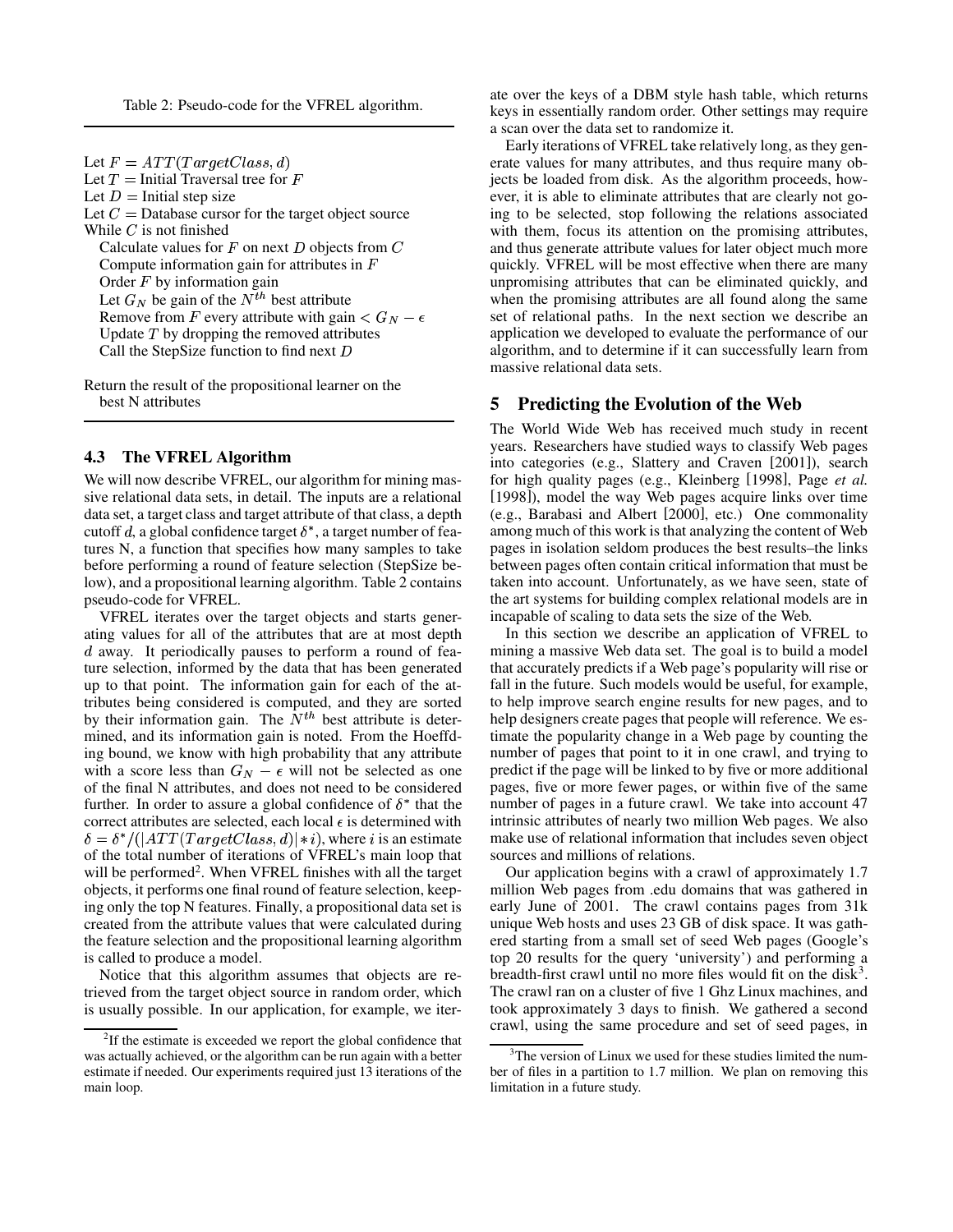Table 2: Pseudo-code for the VFREL algorithm.

```
Let F = ATT(TargetClass, d)
Let T = Initial Traversal tree for F
Let D = Initial step size
Let C = Database cursor for the target object source
While C is not finished
   Calculate values for F on next D objects from C
   Compute information gain for attributes in F
   Order F by information gain
   Let G_N be gain of the N^th best attribute
   Remove from F every attribute with gain < G_N − ε
   Update T by dropping the removed attributes
   Call the StepSize function to find next D

Return the result of the propositional learner on the
   best N attributes
```

### 4.3 The VFREL Algorithm

We will now describe VFREL, our algorithm for mining massive relational data sets, in detail. The inputs are a relational data set, a target class and target attribute of that class, a depth cutoff $d$, a global confidence target $\delta^*$, a target number of features N, a function that specifies how many samples to take before performing a round of feature selection (StepSize below), and a propositional learning algorithm. Table 2 contains pseudo-code for VFREL.

VFREL iterates over the target objects and starts generating values for all of the attributes that are at most depth $d$ away. It periodically pauses to perform a round of feature selection, informed by the data that has been generated up to that point. The information gain for each of the attributes being considered is computed, and they are sorted by their information gain. The $N^{th}$ best attribute is determined, and its information gain is noted. From the Hoeffding bound, we know with high probability that any attribute with a score less than $G_N - \epsilon$ will not be selected as one of the final N attributes, and does not need to be considered further. In order to assure a global confidence of $\delta^*$ that the correct attributes are selected, each local $\epsilon$ is determined with $\delta = \delta^*/(|ATT(TargetClass, d)| * i)$, where $i$ is an estimate of the total number of iterations of VFREL's main loop that will be performed[2]. When VFREL finishes with all the target objects, it performs one final round of feature selection, keeping only the top N features. Finally, a propositional data set is created from the attribute values that were calculated during the feature selection and the propositional learning algorithm is called to produce a model.

Notice that this algorithm assumes that objects are retrieved from the target object source in random order, which is usually possible. In our application, for example, we iterate over the keys of a DBM style hash table, which returns keys in essentially random order. Other settings may require a scan over the data set to randomize it.

Early iterations of VFREL take relatively long, as they generate values for many attributes, and thus require many objects be loaded from disk. As the algorithm proceeds, however, it is able to eliminate attributes that are clearly not going to be selected, stop following the relations associated with them, focus its attention on the promising attributes, and thus generate attribute values for later object much more quickly. VFREL will be most effective when there are many unpromising attributes that can be eliminated quickly, and when the promising attributes are all found along the same set of relational paths. In the next section we describe an application we developed to evaluate the performance of our algorithm, and to determine if it can successfully learn from massive relational data sets.

## 5 Predicting the Evolution of the Web

The World Wide Web has received much study in recent years. Researchers have studied ways to classify Web pages into categories (e.g., Slattery and Craven [2001]), search for high quality pages (e.g., Kleinberg [1998], Page *et al.* [1998]), model the way Web pages acquire links over time (e.g., Barabasi and Albert [2000], etc.) One commonality among much of this work is that analyzing the content of Web pages in isolation seldom produces the best results–the links between pages often contain critical information that must be taken into account. Unfortunately, as we have seen, state of the art systems for building complex relational models are in incapable of scaling to data sets the size of the Web.

In this section we describe an application of VFREL to mining a massive Web data set. The goal is to build a model that accurately predicts if a Web page's popularity will rise or fall in the future. Such models would be useful, for example, to help improve search engine results for new pages, and to help designers create pages that people will reference. We estimate the popularity change in a Web page by counting the number of pages that point to it in one crawl, and trying to predict if the page will be linked to by five or more additional pages, five or more fewer pages, or within five of the same number of pages in a future crawl. We take into account 47 intrinsic attributes of nearly two million Web pages. We also make use of relational information that includes seven object sources and millions of relations.

Our application begins with a crawl of approximately 1.7 million Web pages from .edu domains that was gathered in early June of 2001. The crawl contains pages from 31k unique Web hosts and uses 23 GB of disk space. It was gathered starting from a small set of seed Web pages (Google's top 20 results for the query 'university') and performing a breadth-first crawl until no more files would fit on the disk[3]. The crawl ran on a cluster of five 1 Ghz Linux machines, and took approximately 3 days to finish. We gathered a second crawl, using the same procedure and set of seed pages, in

[2] If the estimate is exceeded we report the global confidence that was actually achieved, or the algorithm can be run again with a better estimate if needed. Our experiments required just 13 iterations of the main loop.

[3] The version of Linux we used for these studies limited the number of files in a partition to 1.7 million. We plan on removing this limitation in a future study.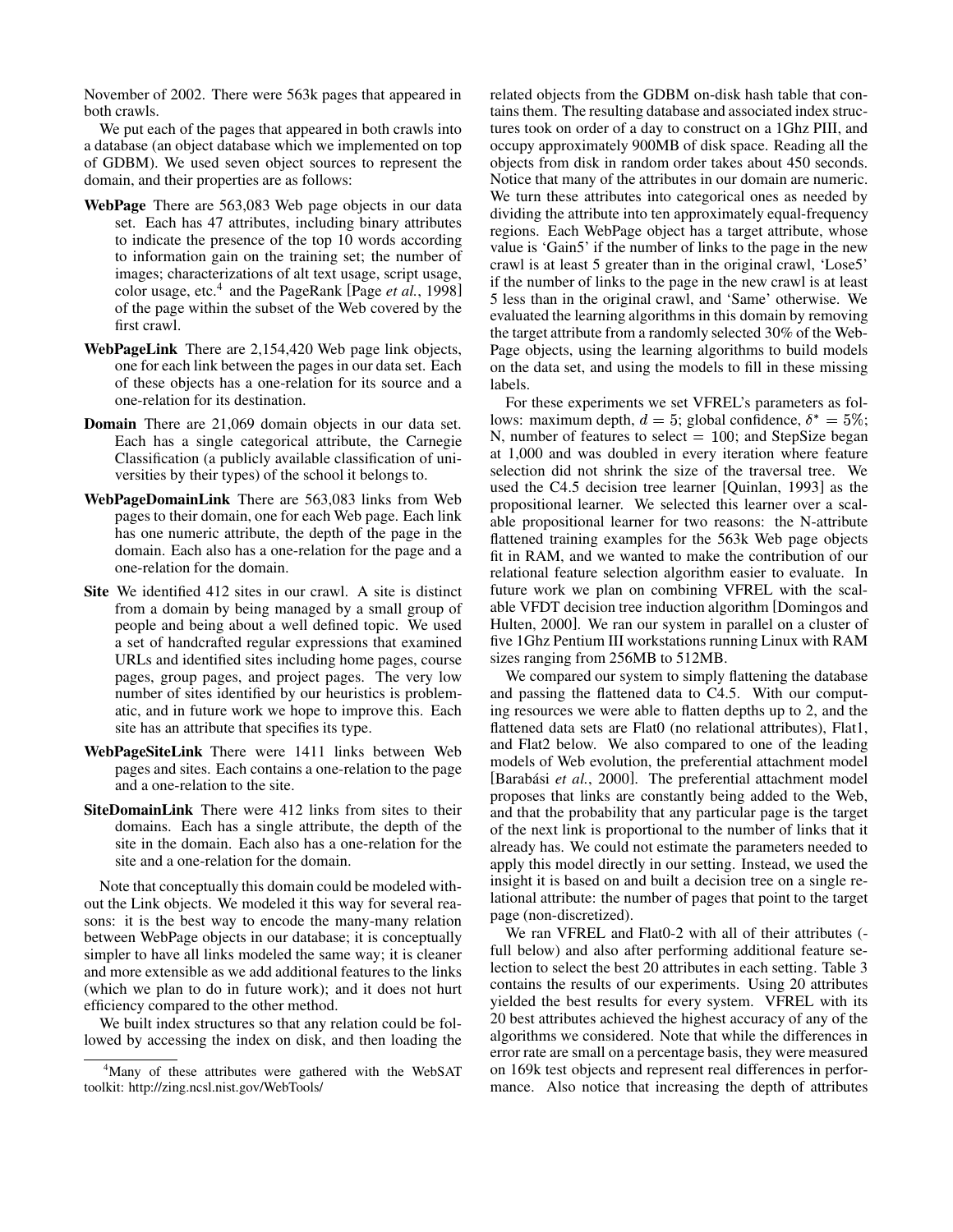November of 2002. There were 563k pages that appeared in both crawls.

We put each of the pages that appeared in both crawls into a database (an object database which we implemented on top of GDBM). We used seven object sources to represent the domain, and their properties are as follows:

**WebPage** There are 563,083 Web page objects in our data set. Each has 47 attributes, including binary attributes to indicate the presence of the top 10 words according to information gain on the training set; the number of images; characterizations of alt text usage, script usage, color usage, etc.[4] and the PageRank [Page *et al.*, 1998] of the page within the subset of the Web covered by the first crawl.

**WebPageLink** There are 2,154,420 Web page link objects, one for each link between the pages in our data set. Each of these objects has a one-relation for its source and a one-relation for its destination.

**Domain** There are 21,069 domain objects in our data set. Each has a single categorical attribute, the Carnegie Classification (a publicly available classification of universities by their types) of the school it belongs to.

**WebPageDomainLink** There are 563,083 links from Web pages to their domain, one for each Web page. Each link has one numeric attribute, the depth of the page in the domain. Each also has a one-relation for the page and a one-relation for the domain.

**Site** We identified 412 sites in our crawl. A site is distinct from a domain by being managed by a small group of people and being about a well defined topic. We used a set of handcrafted regular expressions that examined URLs and identified sites including home pages, course pages, group pages, and project pages. The very low number of sites identified by our heuristics is problematic, and in future work we hope to improve this. Each site has an attribute that specifies its type.

**WebPageSiteLink** There were 1411 links between Web pages and sites. Each contains a one-relation to the page and a one-relation to the site.

**SiteDomainLink** There were 412 links from sites to their domains. Each has a single attribute, the depth of the site in the domain. Each also has a one-relation for the site and a one-relation for the domain.

Note that conceptually this domain could be modeled without the Link objects. We modeled it this way for several reasons: it is the best way to encode the many-many relation between WebPage objects in our database; it is conceptually simpler to have all links modeled the same way; it is cleaner and more extensible as we add additional features to the links (which we plan to do in future work); and it does not hurt efficiency compared to the other method.

We built index structures so that any relation could be followed by accessing the index on disk, and then loading the related objects from the GDBM on-disk hash table that contains them. The resulting database and associated index structures took on order of a day to construct on a 1Ghz PIII, and occupy approximately 900MB of disk space. Reading all the objects from disk in random order takes about 450 seconds. Notice that many of the attributes in our domain are numeric. We turn these attributes into categorical ones as needed by dividing the attribute into ten approximately equal-frequency regions. Each WebPage object has a target attribute, whose value is 'Gain5' if the number of links to the page in the new crawl is at least 5 greater than in the original crawl, 'Lose5' if the number of links to the page in the new crawl is at least 5 less than in the original crawl, and 'Same' otherwise. We evaluated the learning algorithms in this domain by removing the target attribute from a randomly selected 30% of the WebPage objects, using the learning algorithms to build models on the data set, and using the models to fill in these missing labels.

For these experiments we set VFREL's parameters as follows: maximum depth, $d = 5$; global confidence, $\delta^* = 5\%$; N, number of features to select $= 100$; and StepSize began at 1,000 and was doubled in every iteration where feature selection did not shrink the size of the traversal tree. We used the C4.5 decision tree learner [Quinlan, 1993] as the propositional learner. We selected this learner over a scalable propositional learner for two reasons: the N-attribute flattened training examples for the 563k Web page objects fit in RAM, and we wanted to make the contribution of our relational feature selection algorithm easier to evaluate. In future work we plan on combining VFREL with the scalable VFDT decision tree induction algorithm [Domingos and Hulten, 2000]. We ran our system in parallel on a cluster of five 1Ghz Pentium III workstations running Linux with RAM sizes ranging from 256MB to 512MB.

We compared our system to simply flattening the database and passing the flattened data to C4.5. With our computing resources we were able to flatten depths up to 2, and the flattened data sets are Flat0 (no relational attributes), Flat1, and Flat2 below. We also compared to one of the leading models of Web evolution, the preferential attachment model [Barabási *et al.*, 2000]. The preferential attachment model proposes that links are constantly being added to the Web, and that the probability that any particular page is the target of the next link is proportional to the number of links that it already has. We could not estimate the parameters needed to apply this model directly in our setting. Instead, we used the insight it is based on and built a decision tree on a single relational attribute: the number of pages that point to the target page (non-discretized).

We ran VFREL and Flat0-2 with all of their attributes (-full below) and also after performing additional feature selection to select the best 20 attributes in each setting. Table 3 contains the results of our experiments. Using 20 attributes yielded the best results for every system. VFREL with its 20 best attributes achieved the highest accuracy of any of the algorithms we considered. Note that while the differences in error rate are small on a percentage basis, they were measured on 169k test objects and represent real differences in performance. Also notice that increasing the depth of attributes

[4] Many of these attributes were gathered with the WebSAT toolkit: http://zing.ncsl.nist.gov/WebTools/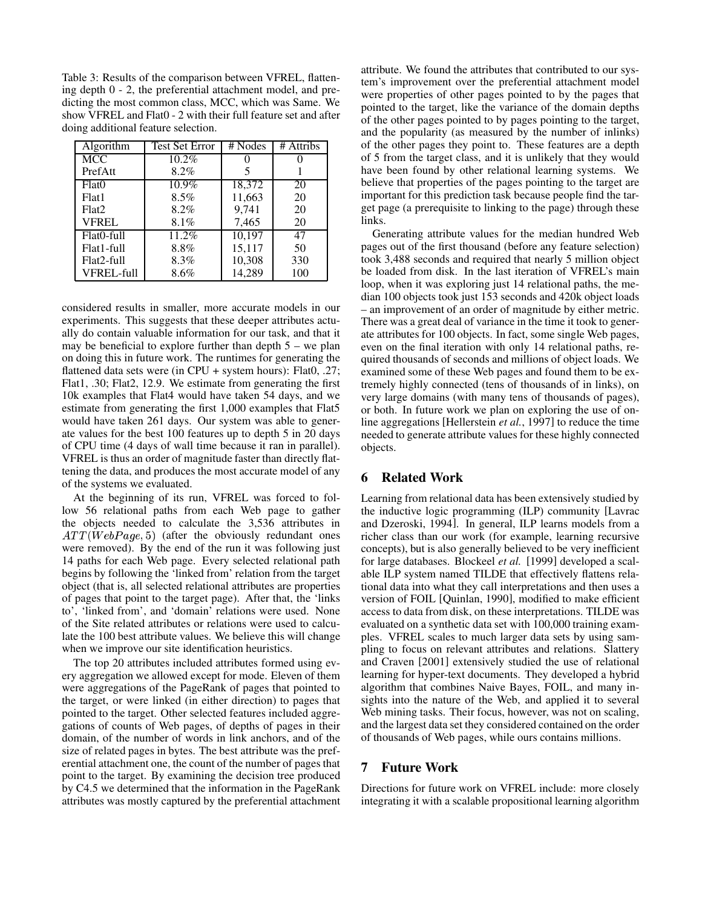Table 3: Results of the comparison between VFREL, flattening depth 0 - 2, the preferential attachment model, and predicting the most common class, MCC, which was Same. We show VFREL and Flat0 - 2 with their full feature set and after doing additional feature selection.

| Algorithm | Test Set Error | # Nodes | # Attribs |
|---|---|---|---|
| MCC | 10.2% | 0 | 0 |
| PrefAtt | 8.2% | 5 | 1 |
| Flat0 | 10.9% | 18,372 | 20 |
| Flat1 | 8.5% | 11,663 | 20 |
| Flat2 | 8.2% | 9,741 | 20 |
| VFREL | 8.1% | 7,465 | 20 |
| Flat0-full | 11.2% | 10,197 | 47 |
| Flat1-full | 8.8% | 15,117 | 50 |
| Flat2-full | 8.3% | 10,308 | 330 |
| VFREL-full | 8.6% | 14,289 | 100 |

considered results in smaller, more accurate models in our experiments. This suggests that these deeper attributes actually do contain valuable information for our task, and that it may be beneficial to explore further than depth 5 – we plan on doing this in future work. The runtimes for generating the flattened data sets were (in CPU + system hours): Flat0, .27; Flat1, .30; Flat2, 12.9. We estimate from generating the first 10k examples that Flat4 would have taken 54 days, and we estimate from generating the first 1,000 examples that Flat5 would have taken 261 days. Our system was able to generate values for the best 100 features up to depth 5 in 20 days of CPU time (4 days of wall time because it ran in parallel). VFREL is thus an order of magnitude faster than directly flattening the data, and produces the most accurate model of any of the systems we evaluated.

At the beginning of its run, VFREL was forced to follow 56 relational paths from each Web page to gather the objects needed to calculate the 3,536 attributes in $ATT(WebPage, 5)$ (after the obviously redundant ones were removed). By the end of the run it was following just 14 paths for each Web page. Every selected relational path begins by following the 'linked from' relation from the target object (that is, all selected relational attributes are properties of pages that point to the target page). After that, the 'links to', 'linked from', and 'domain' relations were used. None of the Site related attributes or relations were used to calculate the 100 best attribute values. We believe this will change when we improve our site identification heuristics.

The top 20 attributes included attributes formed using every aggregation we allowed except for mode. Eleven of them were aggregations of the PageRank of pages that pointed to the target, or were linked (in either direction) to pages that pointed to the target. Other selected features included aggregations of counts of Web pages, of depths of pages in their domain, of the number of words in link anchors, and of the size of related pages in bytes. The best attribute was the preferential attachment one, the count of the number of pages that point to the target. By examining the decision tree produced by C4.5 we determined that the information in the PageRank attributes was mostly captured by the preferential attachment attribute. We found the attributes that contributed to our system's improvement over the preferential attachment model were properties of other pages pointed to by the pages that pointed to the target, like the variance of the domain depths of the other pages pointed to by pages pointing to the target, and the popularity (as measured by the number of inlinks) of the other pages they point to. These features are a depth of 5 from the target class, and it is unlikely that they would have been found by other relational learning systems. We believe that properties of the pages pointing to the target are important for this prediction task because people find the target page (a prerequisite to linking to the page) through these links.

Generating attribute values for the median hundred Web pages out of the first thousand (before any feature selection) took 3,488 seconds and required that nearly 5 million object be loaded from disk. In the last iteration of VFREL's main loop, when it was exploring just 14 relational paths, the median 100 objects took just 153 seconds and 420k object loads – an improvement of an order of magnitude by either metric. There was a great deal of variance in the time it took to generate attributes for 100 objects. In fact, some single Web pages, even on the final iteration with only 14 relational paths, required thousands of seconds and millions of object loads. We examined some of these Web pages and found them to be extremely highly connected (tens of thousands of in links), on very large domains (with many tens of thousands of pages), or both. In future work we plan on exploring the use of online aggregations [Hellerstein *et al.*, 1997] to reduce the time needed to generate attribute values for these highly connected objects.

## 6 Related Work

Learning from relational data has been extensively studied by the inductive logic programming (ILP) community [Lavrac and Dzeroski, 1994]. In general, ILP learns models from a richer class than our work (for example, learning recursive concepts), but is also generally believed to be very inefficient for large databases. Blockeel *et al.* [1999] developed a scalable ILP system named TILDE that effectively flattens relational data into what they call interpretations and then uses a version of FOIL [Quinlan, 1990], modified to make efficient access to data from disk, on these interpretations. TILDE was evaluated on a synthetic data set with 100,000 training examples. VFREL scales to much larger data sets by using sampling to focus on relevant attributes and relations. Slattery and Craven [2001] extensively studied the use of relational learning for hyper-text documents. They developed a hybrid algorithm that combines Naive Bayes, FOIL, and many insights into the nature of the Web, and applied it to several Web mining tasks. Their focus, however, was not on scaling, and the largest data set they considered contained on the order of thousands of Web pages, while ours contains millions.

## 7 Future Work

Directions for future work on VFREL include: more closely integrating it with a scalable propositional learning algorithm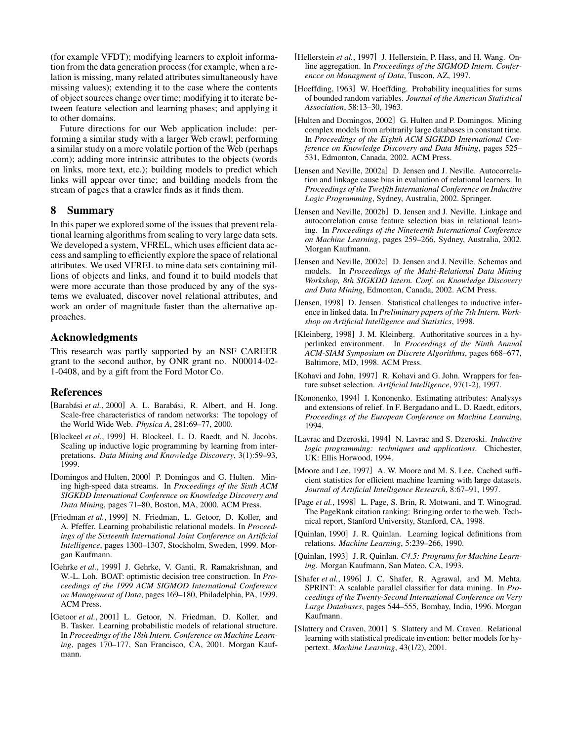(for example VFDT); modifying learners to exploit information from the data generation process (for example, when a relation is missing, many related attributes simultaneously have missing values); extending it to the case where the contents of object sources change over time; modifying it to iterate between feature selection and learning phases; and applying it to other domains.

Future directions for our Web application include: performing a similar study with a larger Web crawl; performing a similar study on a more volatile portion of the Web (perhaps .com); adding more intrinsic attributes to the objects (words on links, more text, etc.); building models to predict which links will appear over time; and building models from the stream of pages that a crawler finds as it finds them.

## 8 Summary

In this paper we explored some of the issues that prevent relational learning algorithms from scaling to very large data sets. We developed a system, VFREL, which uses efficient data access and sampling to efficiently explore the space of relational attributes. We used VFREL to mine data sets containing millions of objects and links, and found it to build models that were more accurate than those produced by any of the systems we evaluated, discover novel relational attributes, and work an order of magnitude faster than the alternative approaches.

## Acknowledgments

This research was partly supported by an NSF CAREER grant to the second author, by ONR grant no. N00014-02-1-0408, and by a gift from the Ford Motor Co.

## References

[Barabási *et al.*, 2000] A. L. Barabási, R. Albert, and H. Jong. Scale-free characteristics of random networks: The topology of the World Wide Web. *Physica A*, 281:69–77, 2000.

[Blockeel *et al.*, 1999] H. Blockeel, L. D. Raedt, and N. Jacobs. Scaling up inductive logic programming by learning from interpretations. *Data Mining and Knowledge Discovery*, 3(1):59–93, 1999.

[Domingos and Hulten, 2000] P. Domingos and G. Hulten. Mining high-speed data streams. In *Proceedings of the Sixth ACM SIGKDD International Conference on Knowledge Discovery and Data Mining*, pages 71–80, Boston, MA, 2000. ACM Press.

[Friedman *et al.*, 1999] N. Friedman, L. Getoor, D. Koller, and A. Pfeffer. Learning probabilistic relational models. In *Proceedings of the Sixteenth International Joint Conference on Artificial Intelligence*, pages 1300–1307, Stockholm, Sweden, 1999. Morgan Kaufmann.

[Gehrke *et al.*, 1999] J. Gehrke, V. Ganti, R. Ramakrishnan, and W.-L. Loh. BOAT: optimistic decision tree construction. In *Proceedings of the 1999 ACM SIGMOD International Conference on Management of Data*, pages 169–180, Philadelphia, PA, 1999. ACM Press.

[Getoor *et al.*, 2001] L. Getoor, N. Friedman, D. Koller, and B. Tasker. Learning probabilistic models of relational structure. In *Proceedings of the 18th Intern. Conference on Machine Learning*, pages 170–177, San Francisco, CA, 2001. Morgan Kaufmann.

[Hellerstein *et al.*, 1997] J. Hellerstein, P. Hass, and H. Wang. Online aggregation. In *Proceedings of the SIGMOD Intern. Conferencce on Managment of Data*, Tuscon, AZ, 1997.

[Hoeffding, 1963] W. Hoeffding. Probability inequalities for sums of bounded random variables. *Journal of the American Statistical Association*, 58:13–30, 1963.

[Hulten and Domingos, 2002] G. Hulten and P. Domingos. Mining complex models from arbitrarily large databases in constant time. In *Proceedings of the Eighth ACM SIGKDD International Conference on Knowledge Discovery and Data Mining*, pages 525–531, Edmonton, Canada, 2002. ACM Press.

[Jensen and Neville, 2002a] D. Jensen and J. Neville. Autocorrelation and linkage cause bias in evaluation of relational learners. In *Proceedings of the Twelfth International Conference on Inductive Logic Programming*, Sydney, Australia, 2002. Springer.

[Jensen and Neville, 2002b] D. Jensen and J. Neville. Linkage and autocorrelation cause feature selection bias in relational learning. In *Proceedings of the Nineteenth International Conference on Machine Learning*, pages 259–266, Sydney, Australia, 2002. Morgan Kaufmann.

[Jensen and Neville, 2002c] D. Jensen and J. Neville. Schemas and models. In *Proceedings of the Multi-Relational Data Mining Workshop, 8th SIGKDD Intern. Conf. on Knowledge Discovery and Data Mining*, Edmonton, Canada, 2002. ACM Press.

[Jensen, 1998] D. Jensen. Statistical challenges to inductive inference in linked data. In *Preliminary papers of the 7th Intern. Workshop on Artificial Intelligence and Statistics*, 1998.

[Kleinberg, 1998] J. M. Kleinberg. Authoritative sources in a hyperlinked environment. In *Proceedings of the Ninth Annual ACM-SIAM Symposium on Discrete Algorithms*, pages 668–677, Baltimore, MD, 1998. ACM Press.

[Kohavi and John, 1997] R. Kohavi and G. John. Wrappers for feature subset selection. *Artificial Intelligence*, 97(1-2), 1997.

[Kononenko, 1994] I. Kononenko. Estimating attributes: Analysys and extensions of relief. In F. Bergadano and L. D. Raedt, editors, *Proceedings of the European Conference on Machine Learning*, 1994.

[Lavrac and Dzeroski, 1994] N. Lavrac and S. Dzeroski. *Inductive logic programming: techniques and applications*. Chichester, UK: Ellis Horwood, 1994.

[Moore and Lee, 1997] A. W. Moore and M. S. Lee. Cached sufficient statistics for efficient machine learning with large datasets. *Journal of Artificial Intelligence Research*, 8:67–91, 1997.

[Page *et al.*, 1998] L. Page, S. Brin, R. Motwani, and T. Winograd. The PageRank citation ranking: Bringing order to the web. Technical report, Stanford University, Stanford, CA, 1998.

[Quinlan, 1990] J. R. Quinlan. Learning logical definitions from relations. *Machine Learning*, 5:239–266, 1990.

[Quinlan, 1993] J. R. Quinlan. *C4.5: Programs for Machine Learning*. Morgan Kaufmann, San Mateo, CA, 1993.

[Shafer *et al.*, 1996] J. C. Shafer, R. Agrawal, and M. Mehta. SPRINT: A scalable parallel classifier for data mining. In *Proceedings of the Twenty-Second International Conference on Very Large Databases*, pages 544–555, Bombay, India, 1996. Morgan Kaufmann.

[Slattery and Craven, 2001] S. Slattery and M. Craven. Relational learning with statistical predicate invention: better models for hypertext. *Machine Learning*, 43(1/2), 2001.